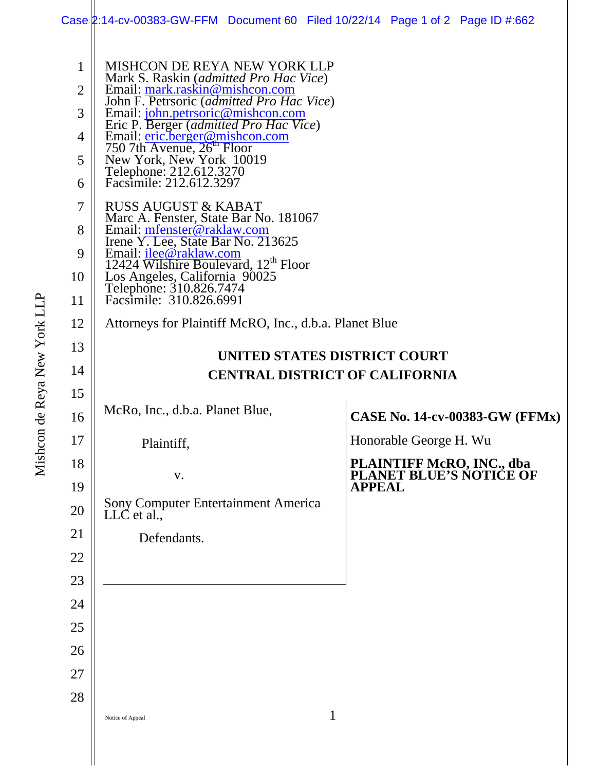MISHCON DE REYA NEW YORK LLP
Mark S. Raskin (*admitted Pro Hac Vice*)
Email: mark.raskin@mishcon.com
John F. Petrsoric (*admitted Pro Hac Vice*)
Email: john.petrsoric@mishcon.com
Eric P. Berger (*admitted Pro Hac Vice*)
Email: eric.berger@mishcon.com
750 7th Avenue, 26th Floor
New York, New York 10019
Telephone: 212.612.3270
Facsimile: 212.612.3297

RUSS AUGUST & KABAT
Marc A. Fenster, State Bar No. 181067
Email: mfenster@raklaw.com
Irene Y. Lee, State Bar No. 213625
Email: ilee@raklaw.com
12424 Wilshire Boulevard, 12th Floor
Los Angeles, California 90025
Telephone: 310.826.7474
Facsimile: 310.826.6991

Attorneys for Plaintiff McRO, Inc., d.b.a. Planet Blue

**UNITED STATES DISTRICT COURT**
**CENTRAL DISTRICT OF CALIFORNIA**

McRo, Inc., d.b.a. Planet Blue,

Plaintiff,

v.

Sony Computer Entertainment America LLC et al.,

Defendants.

**CASE No. 14-cv-00383-GW (FFMx)**

Honorable George H. Wu

**PLAINTIFF McRO, INC., dba PLANET BLUE'S NOTICE OF APPEAL**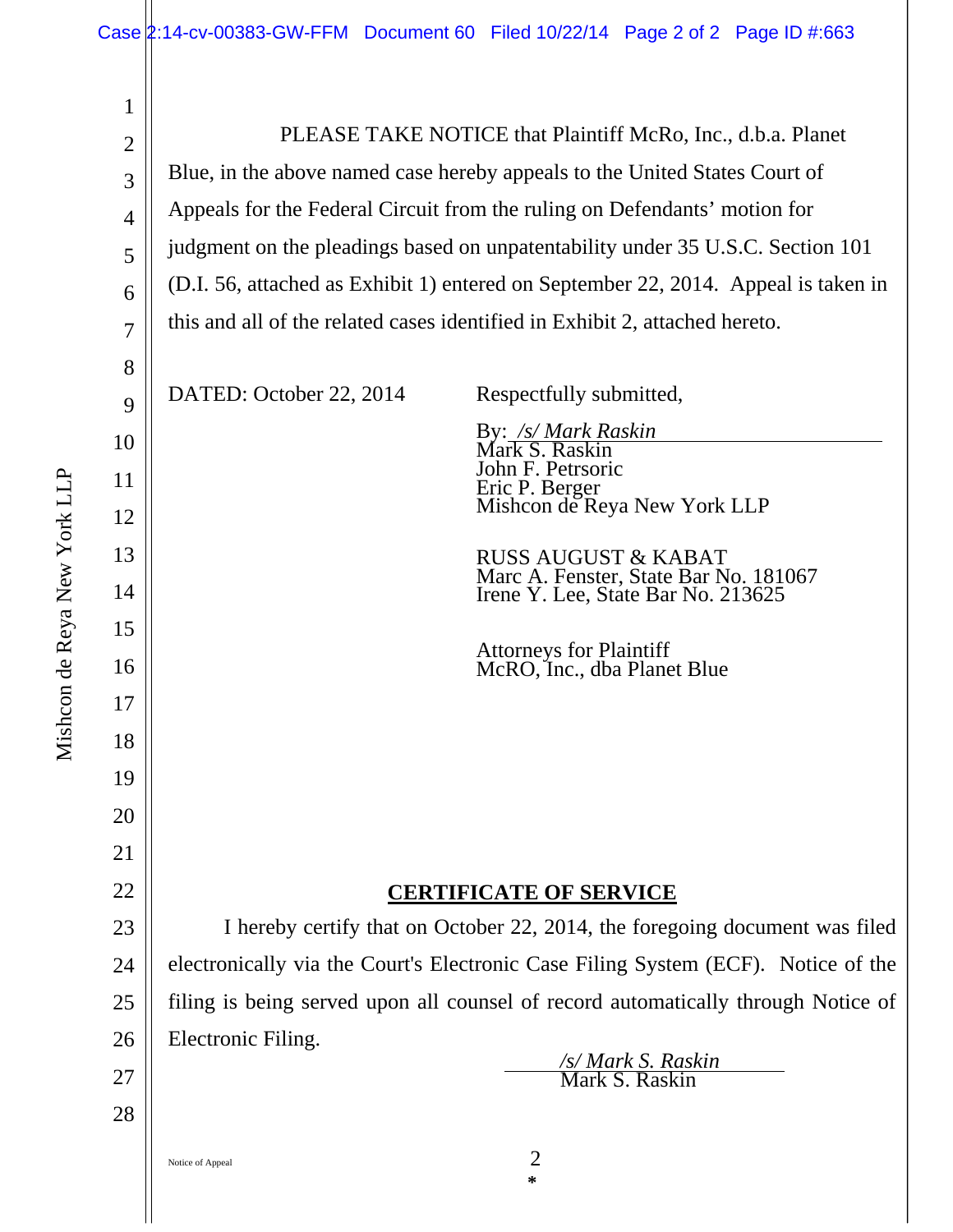PLEASE TAKE NOTICE that Plaintiff McRo, Inc., d.b.a. Planet Blue, in the above named case hereby appeals to the United States Court of Appeals for the Federal Circuit from the ruling on Defendants' motion for judgment on the pleadings based on unpatentability under 35 U.S.C. Section 101 (D.I. 56, attached as Exhibit 1) entered on September 22, 2014. Appeal is taken in this and all of the related cases identified in Exhibit 2, attached hereto.

DATED: October 22, 2014

Respectfully submitted,

By: */s/ Mark Raskin*
Mark S. Raskin
John F. Petrsoric
Eric P. Berger
Mishcon de Reya New York LLP

RUSS AUGUST & KABAT
Marc A. Fenster, State Bar No. 181067
Irene Y. Lee, State Bar No. 213625

Attorneys for Plaintiff
McRO, Inc., dba Planet Blue

## CERTIFICATE OF SERVICE

I hereby certify that on October 22, 2014, the foregoing document was filed electronically via the Court's Electronic Case Filing System (ECF). Notice of the filing is being served upon all counsel of record automatically through Notice of Electronic Filing.

*/s/ Mark S. Raskin*
Mark S. Raskin